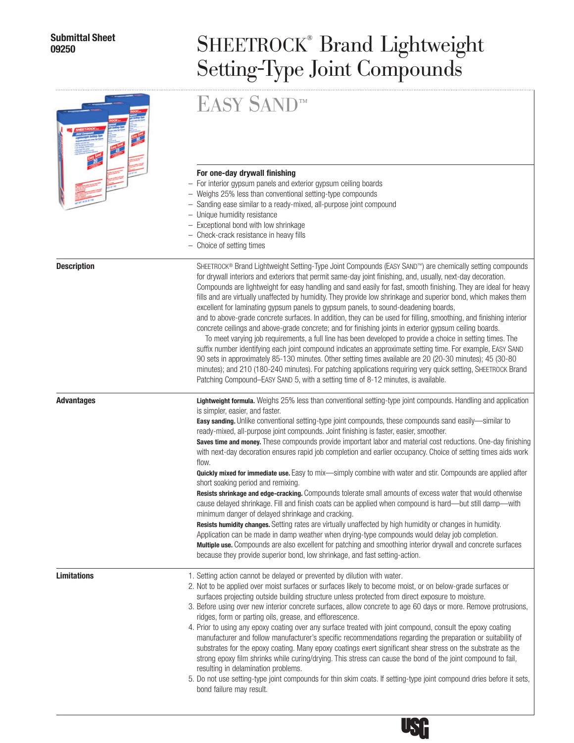**Submittal Sheet**
**09250**

# SHEETROCK® Brand Lightweight Setting-Type Joint Compounds

## EASY SAND™

### For one-day drywall finishing

- For interior gypsum panels and exterior gypsum ceiling boards
- Weighs 25% less than conventional setting-type compounds
- Sanding ease similar to a ready-mixed, all-purpose joint compound
- Unique humidity resistance
- Exceptional bond with low shrinkage
- Check-crack resistance in heavy fills
- Choice of setting times

### Description

SHEETROCK® Brand Lightweight Setting-Type Joint Compounds (EASY SAND™) are chemically setting compounds for drywall interiors and exteriors that permit same-day joint finishing, and, usually, next-day decoration. Compounds are lightweight for easy handling and sand easily for fast, smooth finishing. They are ideal for heavy fills and are virtually unaffected by humidity. They provide low shrinkage and superior bond, which makes them excellent for laminating gypsum panels to gypsum panels, to sound-deadening boards, and to above-grade concrete surfaces. In addition, they can be used for filling, smoothing, and finishing interior concrete ceilings and above-grade concrete; and for finishing joints in exterior gypsum ceiling boards.

To meet varying job requirements, a full line has been developed to provide a choice in setting times. The suffix number identifying each joint compound indicates an approximate setting time. For example, EASY SAND 90 sets in approximately 85-130 minutes. Other setting times available are 20 (20-30 minutes); 45 (30-80 minutes); and 210 (180-240 minutes). For patching applications requiring very quick setting, SHEETROCK Brand Patching Compound–EASY SAND 5, with a setting time of 8-12 minutes, is available.

### Advantages

**Lightweight formula.** Weighs 25% less than conventional setting-type joint compounds. Handling and application is simpler, easier, and faster.

**Easy sanding.** Unlike conventional setting-type joint compounds, these compounds sand easily—similar to ready-mixed, all-purpose joint compounds. Joint finishing is faster, easier, smoother.

**Saves time and money.** These compounds provide important labor and material cost reductions. One-day finishing with next-day decoration ensures rapid job completion and earlier occupancy. Choice of setting times aids work flow.

**Quickly mixed for immediate use.** Easy to mix—simply combine with water and stir. Compounds are applied after short soaking period and remixing.

**Resists shrinkage and edge-cracking.** Compounds tolerate small amounts of excess water that would otherwise cause delayed shrinkage. Fill and finish coats can be applied when compound is hard—but still damp—with minimum danger of delayed shrinkage and cracking.

**Resists humidity changes.** Setting rates are virtually unaffected by high humidity or changes in humidity. Application can be made in damp weather when drying-type compounds would delay job completion.

**Multiple use.** Compounds are also excellent for patching and smoothing interior drywall and concrete surfaces because they provide superior bond, low shrinkage, and fast setting-action.

### Limitations

1. Setting action cannot be delayed or prevented by dilution with water.
2. Not to be applied over moist surfaces or surfaces likely to become moist, or on below-grade surfaces or surfaces projecting outside building structure unless protected from direct exposure to moisture.
3. Before using over new interior concrete surfaces, allow concrete to age 60 days or more. Remove protrusions, ridges, form or parting oils, grease, and efflorescence.
4. Prior to using any epoxy coating over any surface treated with joint compound, consult the epoxy coating manufacturer and follow manufacturer's specific recommendations regarding the preparation or suitability of substrates for the epoxy coating. Many epoxy coatings exert significant shear stress on the substrate as the strong epoxy film shrinks while curing/drying. This stress can cause the bond of the joint compound to fail, resulting in delamination problems.
5. Do not use setting-type joint compounds for thin skim coats. If setting-type joint compound dries before it sets, bond failure may result.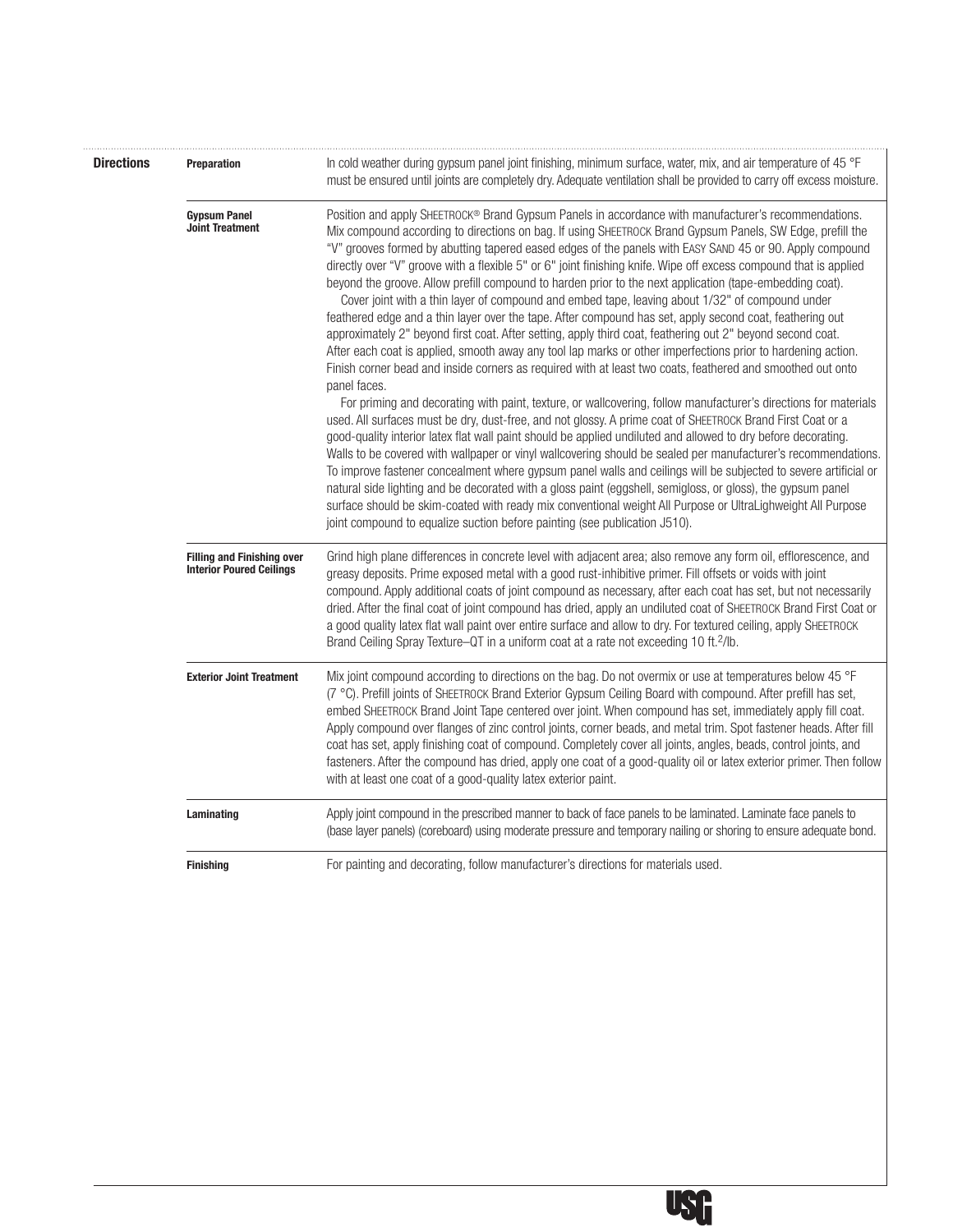## Directions

### Preparation

In cold weather during gypsum panel joint finishing, minimum surface, water, mix, and air temperature of 45 °F must be ensured until joints are completely dry. Adequate ventilation shall be provided to carry off excess moisture.

### Gypsum Panel Joint Treatment

Position and apply SHEETROCK® Brand Gypsum Panels in accordance with manufacturer's recommendations. Mix compound according to directions on bag. If using SHEETROCK Brand Gypsum Panels, SW Edge, prefill the "V" grooves formed by abutting tapered eased edges of the panels with EASY SAND 45 or 90. Apply compound directly over "V" groove with a flexible 5" or 6" joint finishing knife. Wipe off excess compound that is applied beyond the groove. Allow prefill compound to harden prior to the next application (tape-embedding coat).

Cover joint with a thin layer of compound and embed tape, leaving about 1/32" of compound under feathered edge and a thin layer over the tape. After compound has set, apply second coat, feathering out approximately 2" beyond first coat. After setting, apply third coat, feathering out 2" beyond second coat. After each coat is applied, smooth away any tool lap marks or other imperfections prior to hardening action. Finish corner bead and inside corners as required with at least two coats, feathered and smoothed out onto panel faces.

For priming and decorating with paint, texture, or wallcovering, follow manufacturer's directions for materials used. All surfaces must be dry, dust-free, and not glossy. A prime coat of SHEETROCK Brand First Coat or a good-quality interior latex flat wall paint should be applied undiluted and allowed to dry before decorating. Walls to be covered with wallpaper or vinyl wallcovering should be sealed per manufacturer's recommendations. To improve fastener concealment where gypsum panel walls and ceilings will be subjected to severe artificial or natural side lighting and be decorated with a gloss paint (eggshell, semigloss, or gloss), the gypsum panel surface should be skim-coated with ready mix conventional weight All Purpose or UltraLighweight All Purpose joint compound to equalize suction before painting (see publication J510).

### Filling and Finishing over Interior Poured Ceilings

Grind high plane differences in concrete level with adjacent area; also remove any form oil, efflorescence, and greasy deposits. Prime exposed metal with a good rust-inhibitive primer. Fill offsets or voids with joint compound. Apply additional coats of joint compound as necessary, after each coat has set, but not necessarily dried. After the final coat of joint compound has dried, apply an undiluted coat of SHEETROCK Brand First Coat or a good quality latex flat wall paint over entire surface and allow to dry. For textured ceiling, apply SHEETROCK Brand Ceiling Spray Texture–QT in a uniform coat at a rate not exceeding 10 $ft.^2$/lb.

### Exterior Joint Treatment

Mix joint compound according to directions on the bag. Do not overmix or use at temperatures below 45 °F (7 °C). Prefill joints of SHEETROCK Brand Exterior Gypsum Ceiling Board with compound. After prefill has set, embed SHEETROCK Brand Joint Tape centered over joint. When compound has set, immediately apply fill coat. Apply compound over flanges of zinc control joints, corner beads, and metal trim. Spot fastener heads. After fill coat has set, apply finishing coat of compound. Completely cover all joints, angles, beads, control joints, and fasteners. After the compound has dried, apply one coat of a good-quality oil or latex exterior primer. Then follow with at least one coat of a good-quality latex exterior paint.

### Laminating

Apply joint compound in the prescribed manner to back of face panels to be laminated. Laminate face panels to (base layer panels) (coreboard) using moderate pressure and temporary nailing or shoring to ensure adequate bond.

### Finishing

For painting and decorating, follow manufacturer's directions for materials used.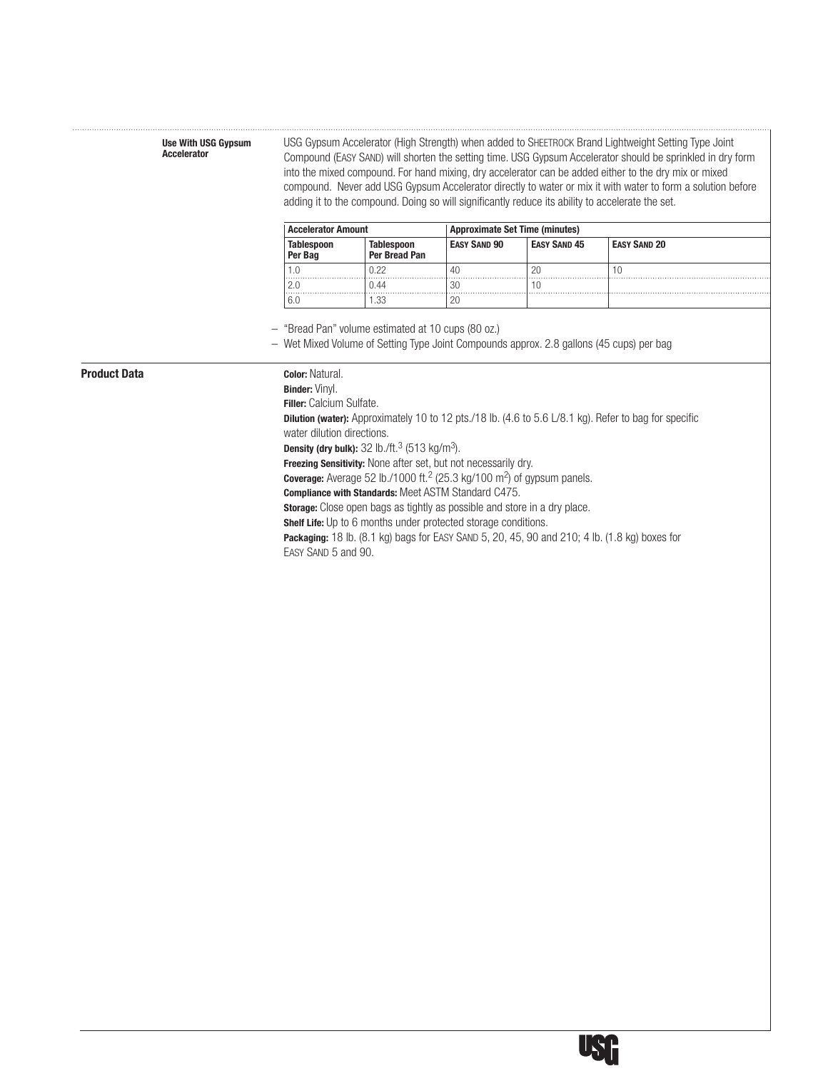**Use With USG Gypsum Accelerator**

USG Gypsum Accelerator (High Strength) when added to SHEETROCK Brand Lightweight Setting Type Joint Compound (EASY SAND) will shorten the setting time. USG Gypsum Accelerator should be sprinkled in dry form into the mixed compound. For hand mixing, dry accelerator can be added either to the dry mix or mixed compound. Never add USG Gypsum Accelerator directly to water or mix it with water to form a solution before adding it to the compound. Doing so will significantly reduce its ability to accelerate the set.

| Accelerator Amount | | Approximate Set Time (minutes) | | |
|---|---|---|---|---|
| Tablespoon Per Bag | Tablespoon Per Bread Pan | EASY SAND 90 | EASY SAND 45 | EASY SAND 20 |
| 1.0 | 0.22 | 40 | 20 | 10 |
| 2.0 | 0.44 | 30 | 10 | |
| 6.0 | 1.33 | 20 | | |

– "Bread Pan" volume estimated at 10 cups (80 oz.)
– Wet Mixed Volume of Setting Type Joint Compounds approx. 2.8 gallons (45 cups) per bag

## Product Data

**Color:** Natural.
**Binder:** Vinyl.
**Filler:** Calcium Sulfate.
**Dilution (water):** Approximately 10 to 12 pts./18 lb. (4.6 to 5.6 L/8.1 kg). Refer to bag for specific water dilution directions.
**Density (dry bulk):** 32 lb./ft.$^3$ (513 kg/m$^3$).
**Freezing Sensitivity:** None after set, but not necessarily dry.
**Coverage:** Average 52 lb./1000 ft.$^2$ (25.3 kg/100 m$^2$) of gypsum panels.
**Compliance with Standards:** Meet ASTM Standard C475.
**Storage:** Close open bags as tightly as possible and store in a dry place.
**Shelf Life:** Up to 6 months under protected storage conditions.
**Packaging:** 18 lb. (8.1 kg) bags for EASY SAND 5, 20, 45, 90 and 210; 4 lb. (1.8 kg) boxes for EASY SAND 5 and 90.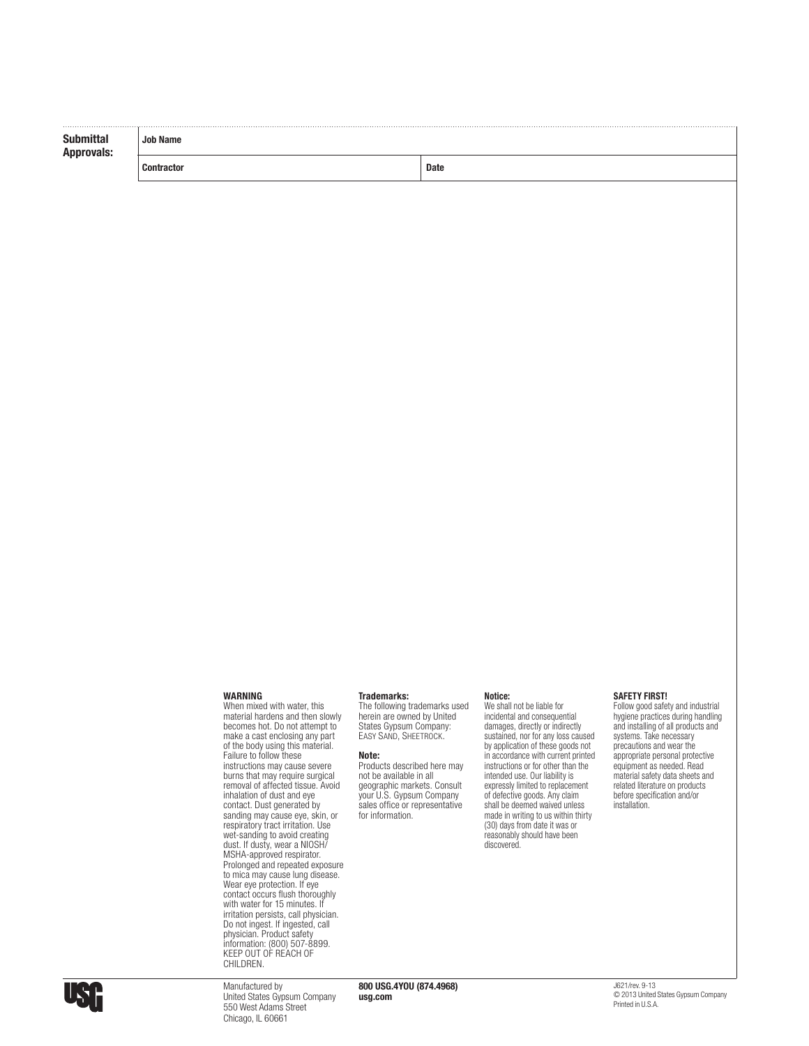**Submittal Approvals:**

| Job Name | |
|---|---|
| Contractor | Date |

**WARNING**
When mixed with water, this material hardens and then slowly becomes hot. Do not attempt to make a cast enclosing any part of the body using this material. Failure to follow these instructions may cause severe burns that may require surgical removal of affected tissue. Avoid inhalation of dust and eye contact. Dust generated by sanding may cause eye, skin, or respiratory tract irritation. Use wet-sanding to avoid creating dust. If dusty, wear a NIOSH/MSHA-approved respirator. Prolonged and repeated exposure to mica may cause lung disease. Wear eye protection. If eye contact occurs flush thoroughly with water for 15 minutes. If irritation persists, call physician. Do not ingest. If ingested, call physician. Product safety information: (800) 507-8899. KEEP OUT OF REACH OF CHILDREN.

**Trademarks:**
The following trademarks used herein are owned by United States Gypsum Company: EASY SAND, SHEETROCK.

**Note:**
Products described here may not be available in all geographic markets. Consult your U.S. Gypsum Company sales office or representative for information.

**Notice:**
We shall not be liable for incidental and consequential damages, directly or indirectly sustained, nor for any loss caused by application of these goods not in accordance with current printed instructions or for other than the intended use. Our liability is expressly limited to replacement of defective goods. Any claim shall be deemed waived unless made in writing to us within thirty (30) days from date it was or reasonably should have been discovered.

**SAFETY FIRST!**
Follow good safety and industrial hygiene practices during handling and installing of all products and systems. Take necessary precautions and wear the appropriate personal protective equipment as needed. Read material safety data sheets and related literature on products before specification and/or installation.

USG

Manufactured by
United States Gypsum Company
550 West Adams Street
Chicago, IL 60661

**800 USG.4YOU (874.4968)**
**usg.com**

J621/rev. 9-13
© 2013 United States Gypsum Company
Printed in U.S.A.